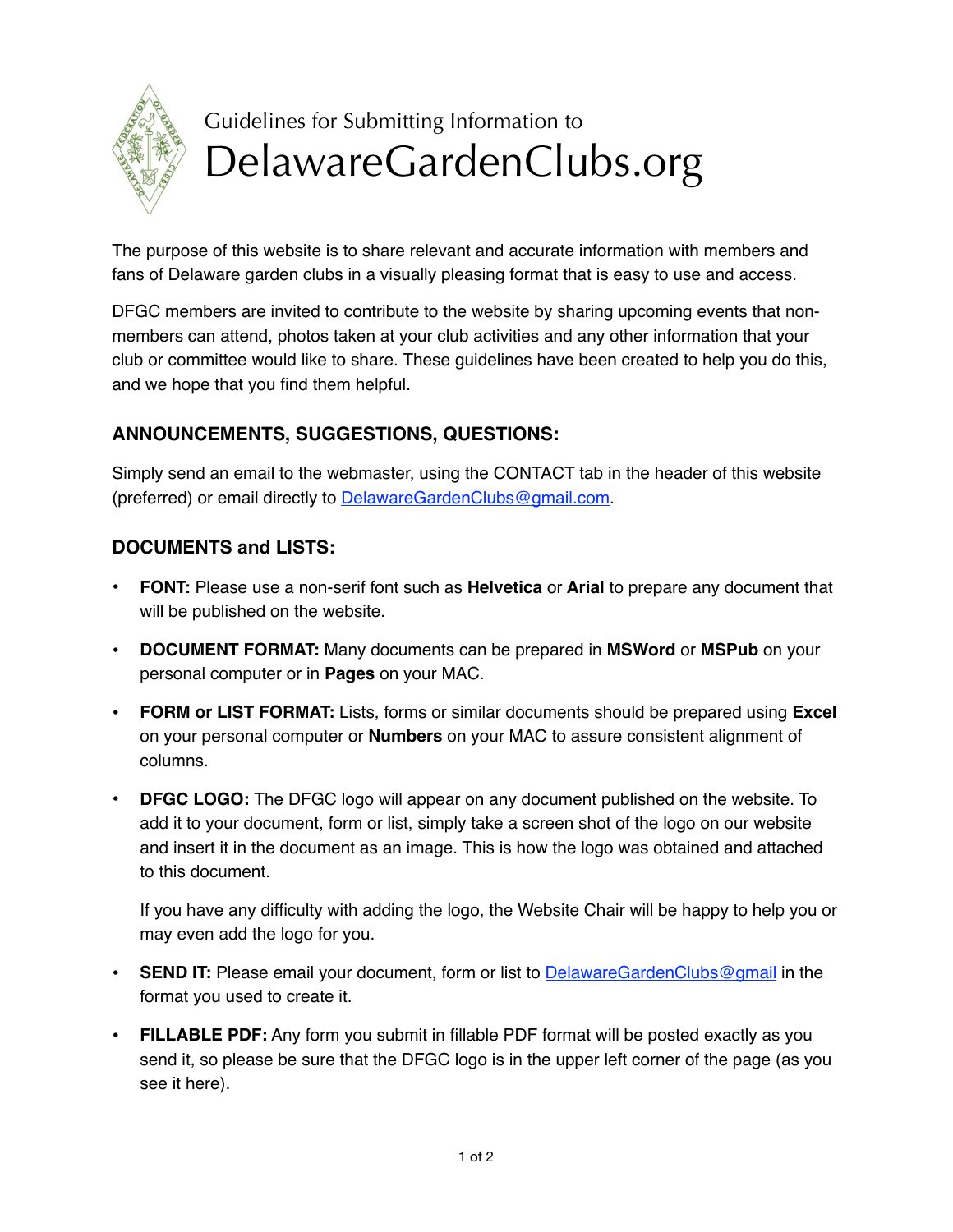# Guidelines for Submitting Information to DelawareGardenClubs.org

The purpose of this website is to share relevant and accurate information with members and fans of Delaware garden clubs in a visually pleasing format that is easy to use and access.

DFGC members are invited to contribute to the website by sharing upcoming events that non-members can attend, photos taken at your club activities and any other information that your club or committee would like to share. These guidelines have been created to help you do this, and we hope that you find them helpful.

## ANNOUNCEMENTS, SUGGESTIONS, QUESTIONS:

Simply send an email to the webmaster, using the CONTACT tab in the header of this website (preferred) or email directly to DelawareGardenClubs@gmail.com.

## DOCUMENTS and LISTS:

- **FONT:** Please use a non-serif font such as **Helvetica** or **Arial** to prepare any document that will be published on the website.
- **DOCUMENT FORMAT:** Many documents can be prepared in **MSWord** or **MSPub** on your personal computer or in **Pages** on your MAC.
- **FORM or LIST FORMAT:** Lists, forms or similar documents should be prepared using **Excel** on your personal computer or **Numbers** on your MAC to assure consistent alignment of columns.
- **DFGC LOGO:** The DFGC logo will appear on any document published on the website. To add it to your document, form or list, simply take a screen shot of the logo on our website and insert it in the document as an image. This is how the logo was obtained and attached to this document.

  If you have any difficulty with adding the logo, the Website Chair will be happy to help you or may even add the logo for you.
- **SEND IT:** Please email your document, form or list to DelawareGardenClubs@gmail in the format you used to create it.
- **FILLABLE PDF:** Any form you submit in fillable PDF format will be posted exactly as you send it, so please be sure that the DFGC logo is in the upper left corner of the page (as you see it here).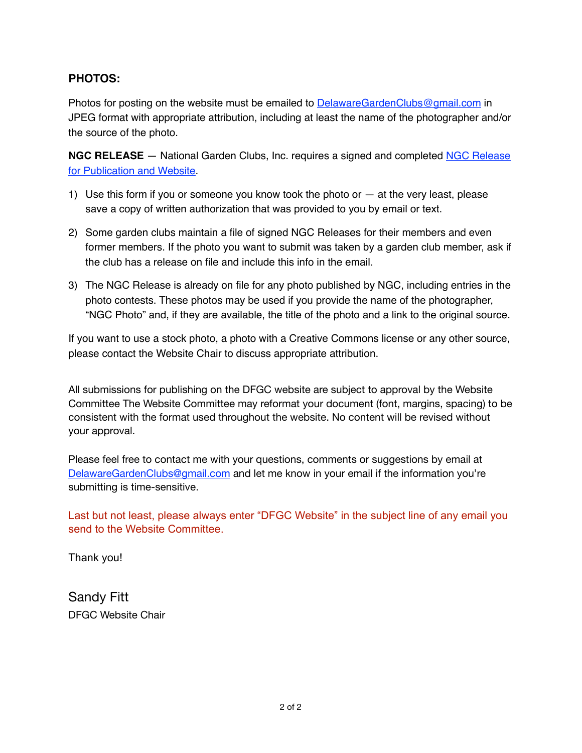## PHOTOS:

Photos for posting on the website must be emailed to DelawareGardenClubs@gmail.com in JPEG format with appropriate attribution, including at least the name of the photographer and/or the source of the photo.

**NGC RELEASE** — National Garden Clubs, Inc. requires a signed and completed NGC Release for Publication and Website.

1) Use this form if you or someone you know took the photo or — at the very least, please save a copy of written authorization that was provided to you by email or text.
2) Some garden clubs maintain a file of signed NGC Releases for their members and even former members. If the photo you want to submit was taken by a garden club member, ask if the club has a release on file and include this info in the email.
3) The NGC Release is already on file for any photo published by NGC, including entries in the photo contests. These photos may be used if you provide the name of the photographer, "NGC Photo" and, if they are available, the title of the photo and a link to the original source.

If you want to use a stock photo, a photo with a Creative Commons license or any other source, please contact the Website Chair to discuss appropriate attribution.

All submissions for publishing on the DFGC website are subject to approval by the Website Committee The Website Committee may reformat your document (font, margins, spacing) to be consistent with the format used throughout the website. No content will be revised without your approval.

Please feel free to contact me with your questions, comments or suggestions by email at DelawareGardenClubs@gmail.com and let me know in your email if the information you're submitting is time-sensitive.

Last but not least, please always enter "DFGC Website" in the subject line of any email you send to the Website Committee.

Thank you!

Sandy Fitt
DFGC Website Chair